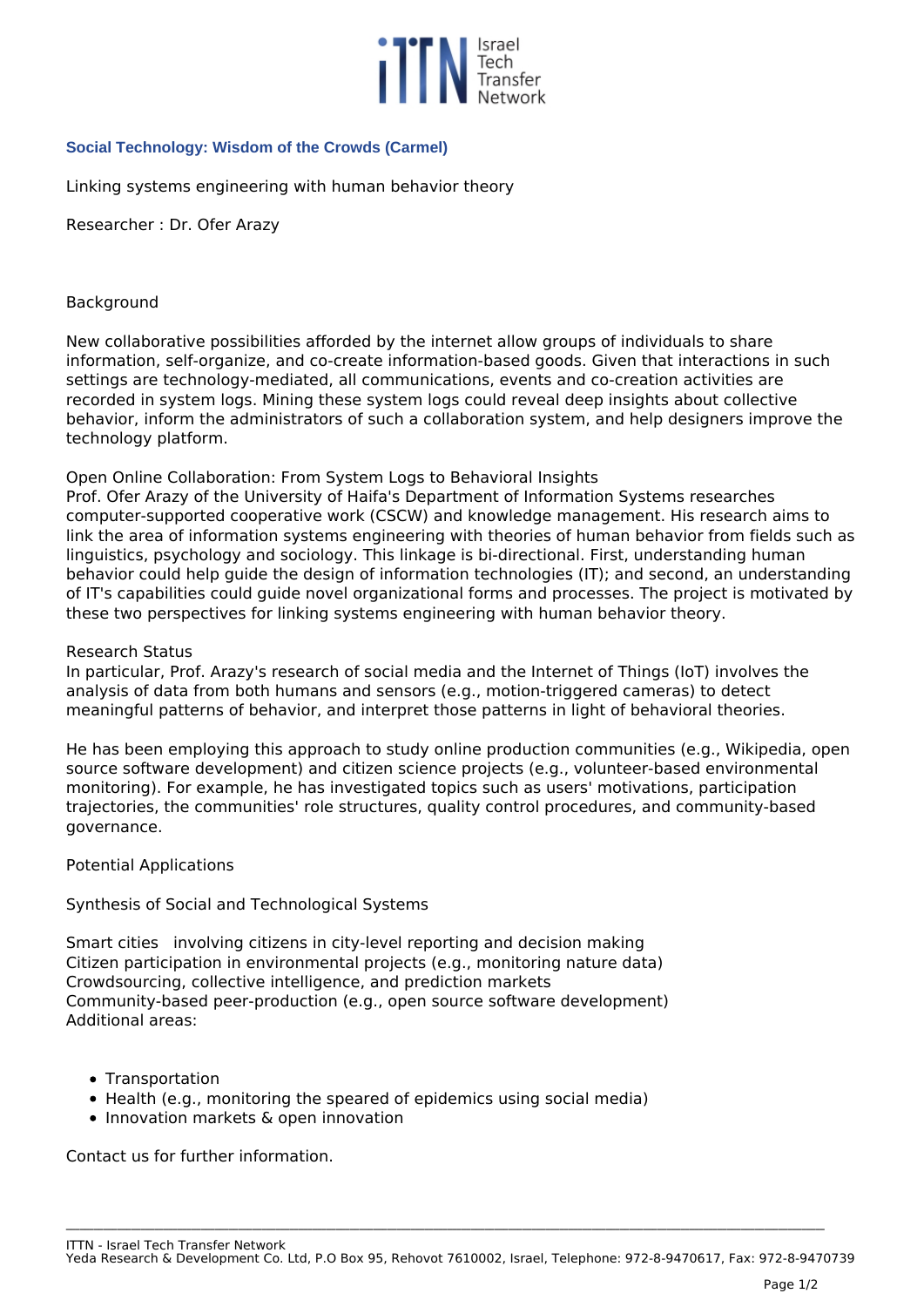## Social Technology: Wisdom of the Crowds (Carmel)

Linking systems engineering with human behavior theory

Researcher : Dr. Ofer Arazy

Background

New collaborative possibilities afforded by the internet allow groups of individuals to share information, self-organize, and co-create information-based goods. Given that interactions in such settings are technology-mediated, all communications, events and co-creation activities are recorded in system logs. Mining these system logs could reveal deep insights about collective behavior, inform the administrators of such a collaboration system, and help designers improve the technology platform.

Open Online Collaboration: From System Logs to Behavioral Insights
Prof. Ofer Arazy of the University of Haifa's Department of Information Systems researches computer-supported cooperative work (CSCW) and knowledge management. His research aims to link the area of information systems engineering with theories of human behavior from fields such as linguistics, psychology and sociology. This linkage is bi-directional. First, understanding human behavior could help guide the design of information technologies (IT); and second, an understanding of IT's capabilities could guide novel organizational forms and processes. The project is motivated by these two perspectives for linking systems engineering with human behavior theory.

Research Status
In particular, Prof. Arazy's research of social media and the Internet of Things (IoT) involves the analysis of data from both humans and sensors (e.g., motion-triggered cameras) to detect meaningful patterns of behavior, and interpret those patterns in light of behavioral theories.

He has been employing this approach to study online production communities (e.g., Wikipedia, open source software development) and citizen science projects (e.g., volunteer-based environmental monitoring). For example, he has investigated topics such as users' motivations, participation trajectories, the communities' role structures, quality control procedures, and community-based governance.

Potential Applications

Synthesis of Social and Technological Systems

Smart cities   involving citizens in city-level reporting and decision making
Citizen participation in environmental projects (e.g., monitoring nature data)
Crowdsourcing, collective intelligence, and prediction markets
Community-based peer-production (e.g., open source software development)
Additional areas:

- Transportation
- Health (e.g., monitoring the speared of epidemics using social media)
- Innovation markets & open innovation

Contact us for further information.

ITTN - Israel Tech Transfer Network
Yeda Research & Development Co. Ltd, P.O Box 95, Rehovot 7610002, Israel, Telephone: 972-8-9470617, Fax: 972-8-9470739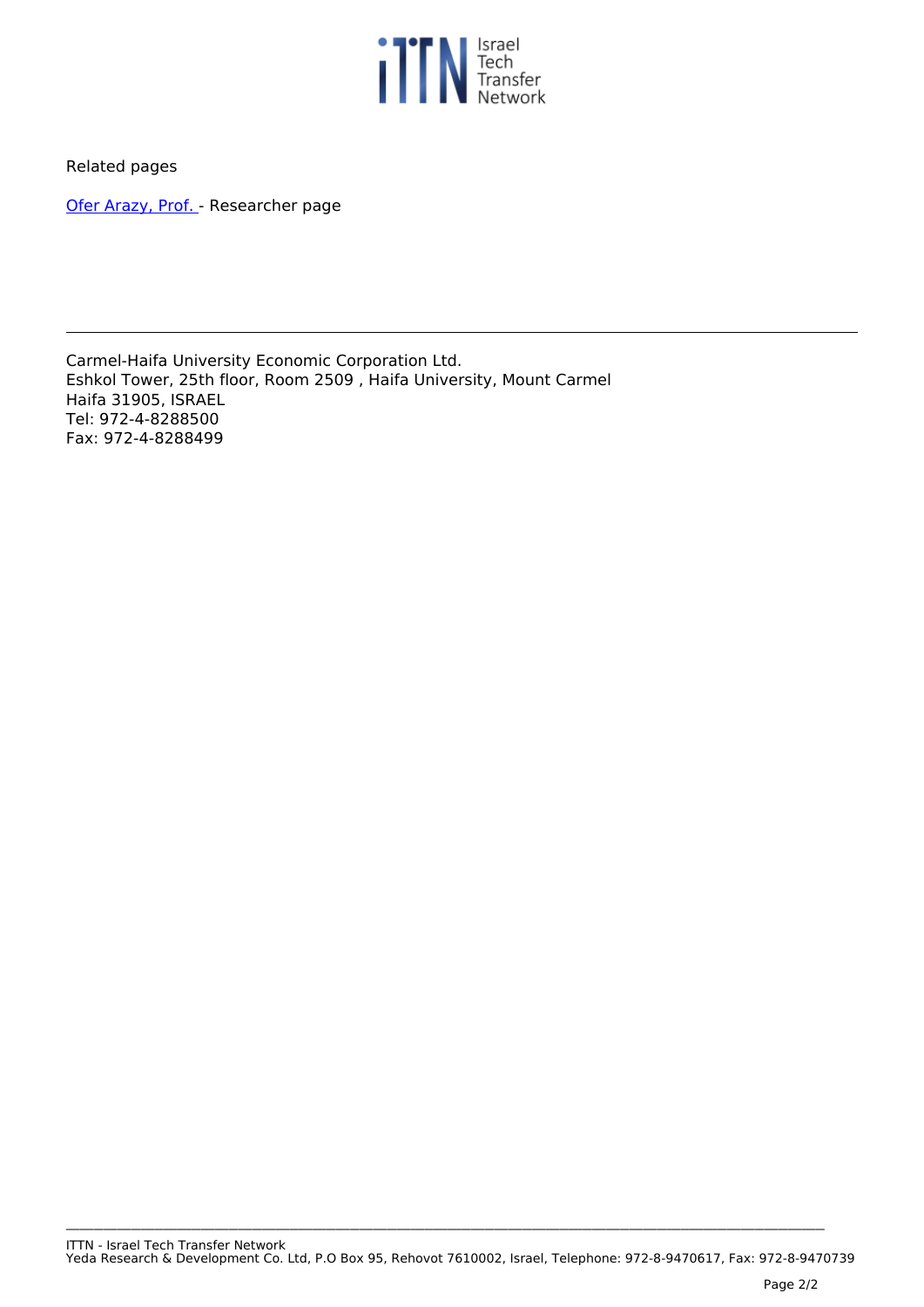Related pages

Ofer Arazy, Prof. - Researcher page

---

Carmel-Haifa University Economic Corporation Ltd.
Eshkol Tower, 25th floor, Room 2509 , Haifa University, Mount Carmel
Haifa 31905, ISRAEL
Tel: 972-4-8288500
Fax: 972-4-8288499